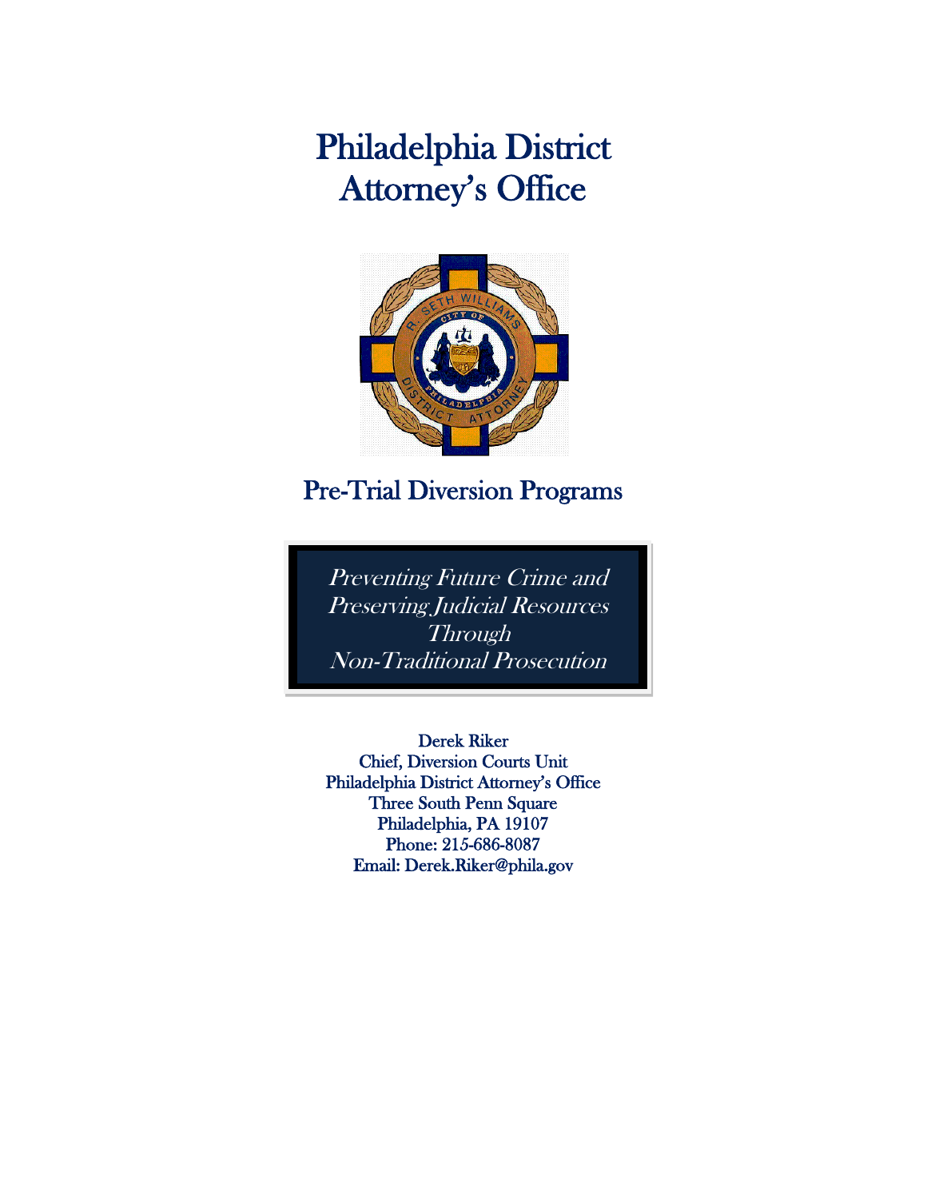# Philadelphia District Attorney's Office

## Pre-Trial Diversion Programs

*Preventing Future Crime and Preserving Judicial Resources Through Non-Traditional Prosecution*

Derek Riker
Chief, Diversion Courts Unit
Philadelphia District Attorney's Office
Three South Penn Square
Philadelphia, PA 19107
Phone: 215-686-8087
Email: Derek.Riker@phila.gov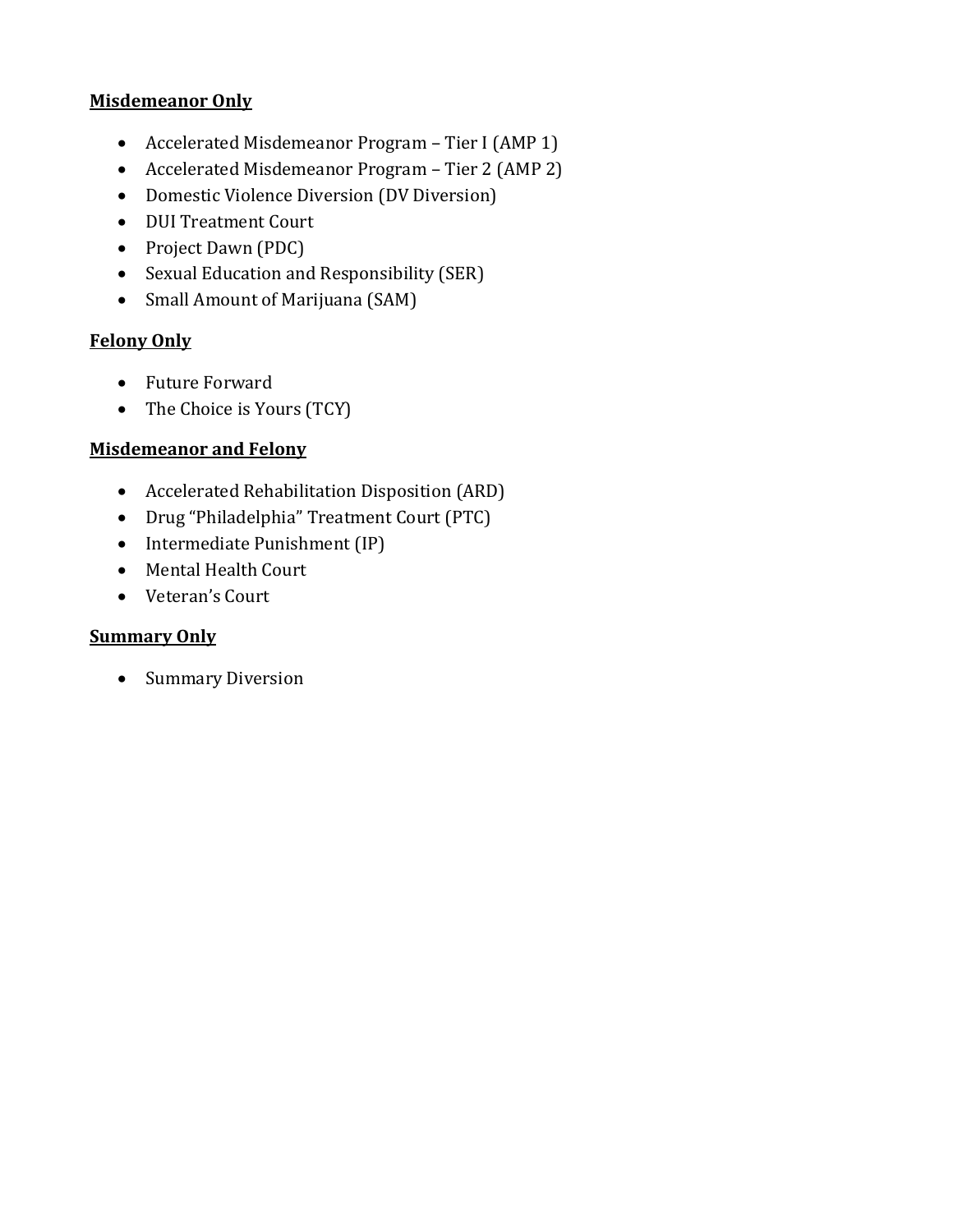**Misdemeanor Only**

- Accelerated Misdemeanor Program – Tier I (AMP 1)
- Accelerated Misdemeanor Program – Tier 2 (AMP 2)
- Domestic Violence Diversion (DV Diversion)
- DUI Treatment Court
- Project Dawn (PDC)
- Sexual Education and Responsibility (SER)
- Small Amount of Marijuana (SAM)

**Felony Only**

- Future Forward
- The Choice is Yours (TCY)

**Misdemeanor and Felony**

- Accelerated Rehabilitation Disposition (ARD)
- Drug "Philadelphia" Treatment Court (PTC)
- Intermediate Punishment (IP)
- Mental Health Court
- Veteran's Court

**Summary Only**

- Summary Diversion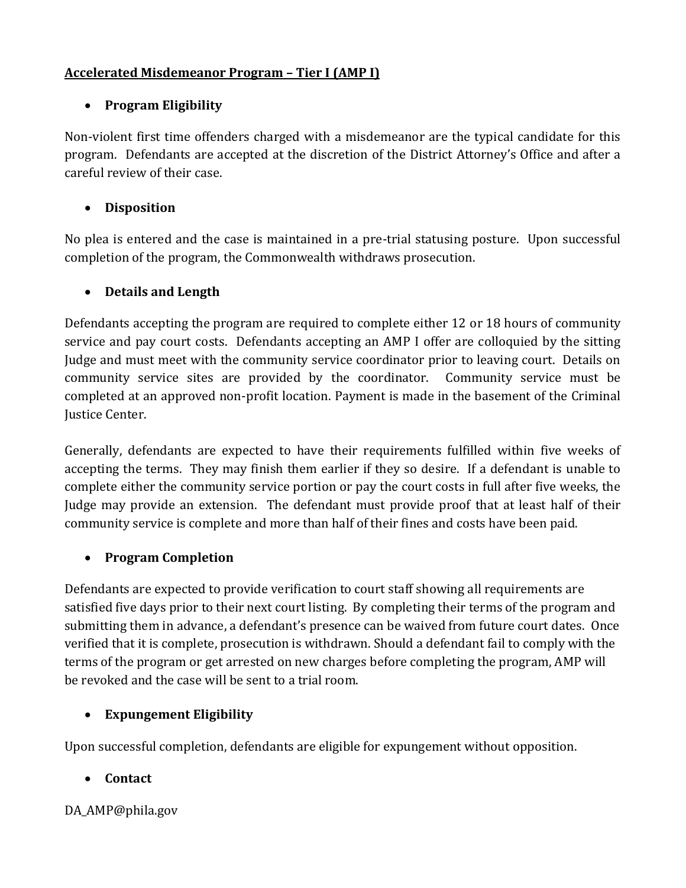## Accelerated Misdemeanor Program – Tier I (AMP I)

- **Program Eligibility**

Non-violent first time offenders charged with a misdemeanor are the typical candidate for this program. Defendants are accepted at the discretion of the District Attorney's Office and after a careful review of their case.

- **Disposition**

No plea is entered and the case is maintained in a pre-trial statusing posture. Upon successful completion of the program, the Commonwealth withdraws prosecution.

- **Details and Length**

Defendants accepting the program are required to complete either 12 or 18 hours of community service and pay court costs. Defendants accepting an AMP I offer are colloquied by the sitting Judge and must meet with the community service coordinator prior to leaving court. Details on community service sites are provided by the coordinator. Community service must be completed at an approved non-profit location. Payment is made in the basement of the Criminal Justice Center.

Generally, defendants are expected to have their requirements fulfilled within five weeks of accepting the terms. They may finish them earlier if they so desire. If a defendant is unable to complete either the community service portion or pay the court costs in full after five weeks, the Judge may provide an extension. The defendant must provide proof that at least half of their community service is complete and more than half of their fines and costs have been paid.

- **Program Completion**

Defendants are expected to provide verification to court staff showing all requirements are satisfied five days prior to their next court listing. By completing their terms of the program and submitting them in advance, a defendant's presence can be waived from future court dates. Once verified that it is complete, prosecution is withdrawn. Should a defendant fail to comply with the terms of the program or get arrested on new charges before completing the program, AMP will be revoked and the case will be sent to a trial room.

- **Expungement Eligibility**

Upon successful completion, defendants are eligible for expungement without opposition.

- **Contact**

DA_AMP@phila.gov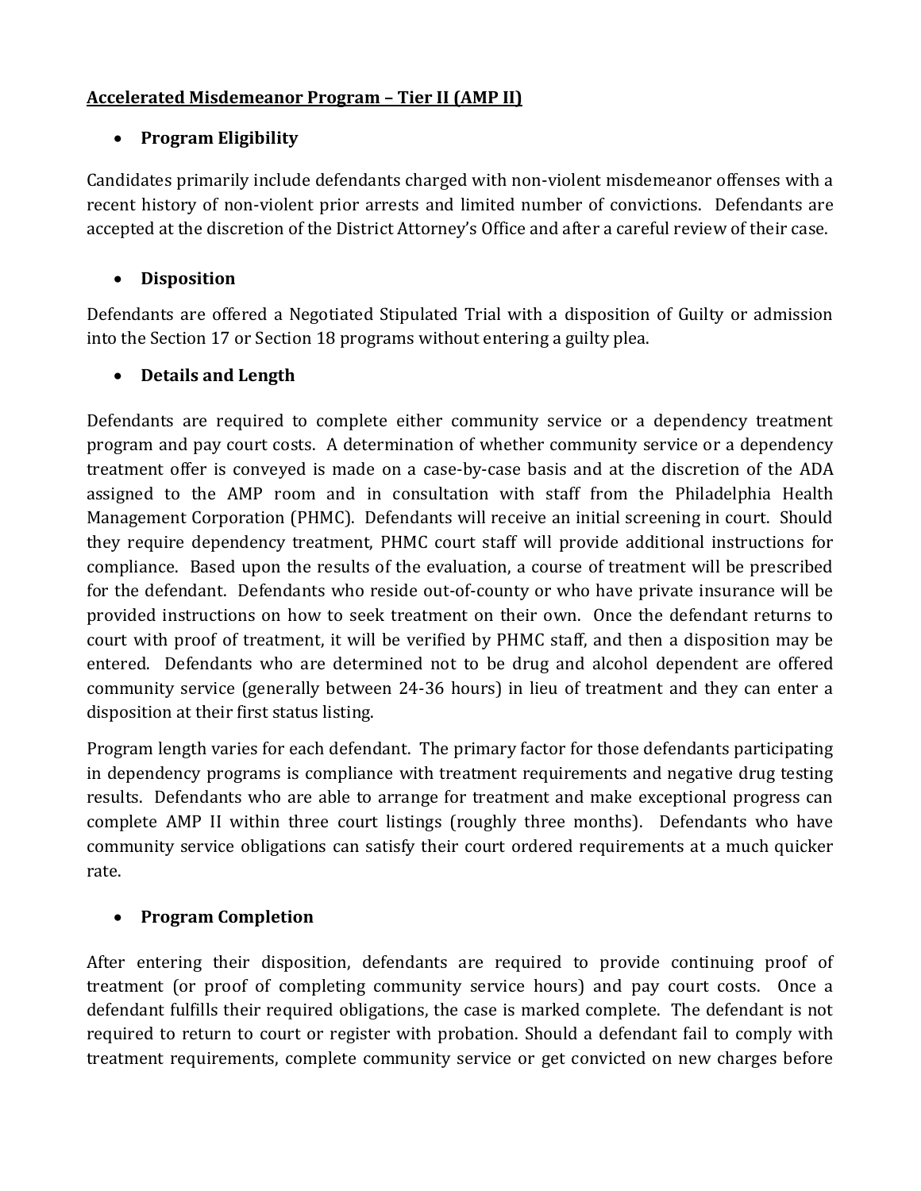**Accelerated Misdemeanor Program – Tier II (AMP II)**

- **Program Eligibility**

Candidates primarily include defendants charged with non-violent misdemeanor offenses with a recent history of non-violent prior arrests and limited number of convictions. Defendants are accepted at the discretion of the District Attorney's Office and after a careful review of their case.

- **Disposition**

Defendants are offered a Negotiated Stipulated Trial with a disposition of Guilty or admission into the Section 17 or Section 18 programs without entering a guilty plea.

- **Details and Length**

Defendants are required to complete either community service or a dependency treatment program and pay court costs. A determination of whether community service or a dependency treatment offer is conveyed is made on a case-by-case basis and at the discretion of the ADA assigned to the AMP room and in consultation with staff from the Philadelphia Health Management Corporation (PHMC). Defendants will receive an initial screening in court. Should they require dependency treatment, PHMC court staff will provide additional instructions for compliance. Based upon the results of the evaluation, a course of treatment will be prescribed for the defendant. Defendants who reside out-of-county or who have private insurance will be provided instructions on how to seek treatment on their own. Once the defendant returns to court with proof of treatment, it will be verified by PHMC staff, and then a disposition may be entered. Defendants who are determined not to be drug and alcohol dependent are offered community service (generally between 24-36 hours) in lieu of treatment and they can enter a disposition at their first status listing.

Program length varies for each defendant. The primary factor for those defendants participating in dependency programs is compliance with treatment requirements and negative drug testing results. Defendants who are able to arrange for treatment and make exceptional progress can complete AMP II within three court listings (roughly three months). Defendants who have community service obligations can satisfy their court ordered requirements at a much quicker rate.

- **Program Completion**

After entering their disposition, defendants are required to provide continuing proof of treatment (or proof of completing community service hours) and pay court costs. Once a defendant fulfills their required obligations, the case is marked complete. The defendant is not required to return to court or register with probation. Should a defendant fail to comply with treatment requirements, complete community service or get convicted on new charges before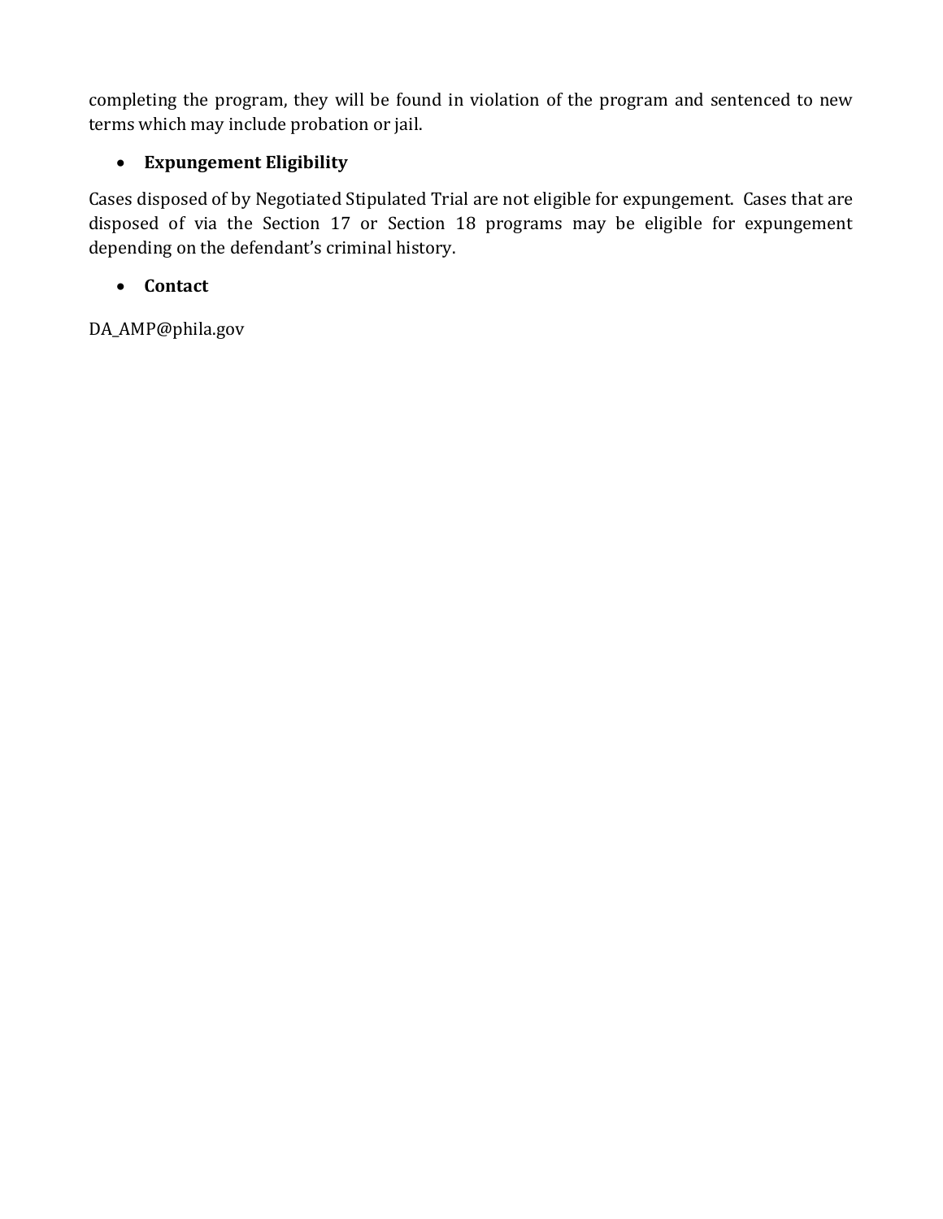completing the program, they will be found in violation of the program and sentenced to new terms which may include probation or jail.

- **Expungement Eligibility**

Cases disposed of by Negotiated Stipulated Trial are not eligible for expungement. Cases that are disposed of via the Section 17 or Section 18 programs may be eligible for expungement depending on the defendant's criminal history.

- **Contact**

DA_AMP@phila.gov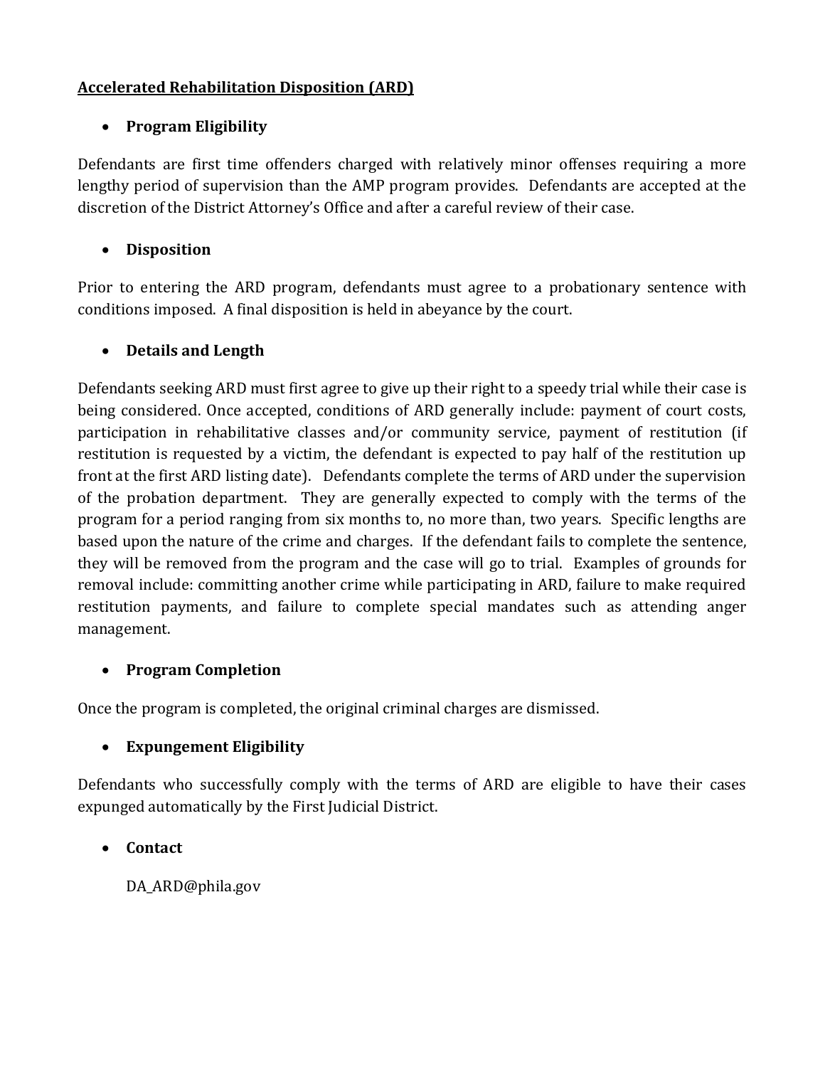## <u>Accelerated Rehabilitation Disposition (ARD)</u>

- **Program Eligibility**

Defendants are first time offenders charged with relatively minor offenses requiring a more lengthy period of supervision than the AMP program provides. Defendants are accepted at the discretion of the District Attorney's Office and after a careful review of their case.

- **Disposition**

Prior to entering the ARD program, defendants must agree to a probationary sentence with conditions imposed. A final disposition is held in abeyance by the court.

- **Details and Length**

Defendants seeking ARD must first agree to give up their right to a speedy trial while their case is being considered. Once accepted, conditions of ARD generally include: payment of court costs, participation in rehabilitative classes and/or community service, payment of restitution (if restitution is requested by a victim, the defendant is expected to pay half of the restitution up front at the first ARD listing date). Defendants complete the terms of ARD under the supervision of the probation department. They are generally expected to comply with the terms of the program for a period ranging from six months to, no more than, two years. Specific lengths are based upon the nature of the crime and charges. If the defendant fails to complete the sentence, they will be removed from the program and the case will go to trial. Examples of grounds for removal include: committing another crime while participating in ARD, failure to make required restitution payments, and failure to complete special mandates such as attending anger management.

- **Program Completion**

Once the program is completed, the original criminal charges are dismissed.

- **Expungement Eligibility**

Defendants who successfully comply with the terms of ARD are eligible to have their cases expunged automatically by the First Judicial District.

- **Contact**

  DA_ARD@phila.gov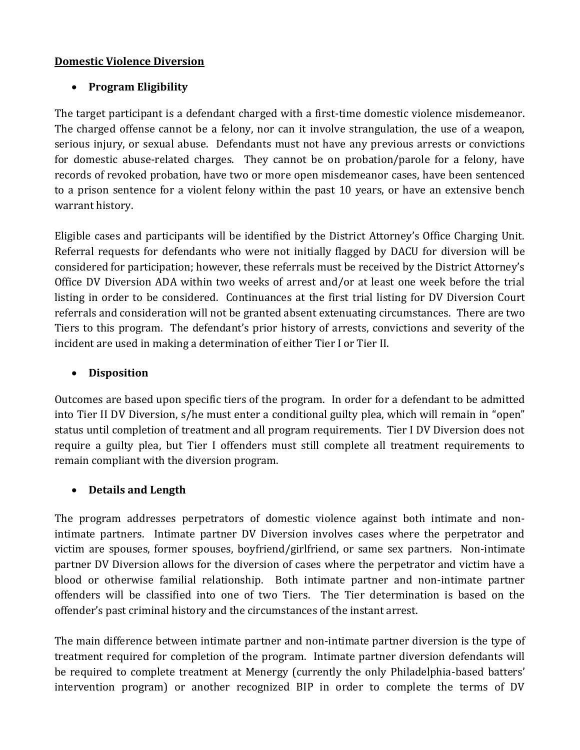**Domestic Violence Diversion**

- **Program Eligibility**

The target participant is a defendant charged with a first-time domestic violence misdemeanor. The charged offense cannot be a felony, nor can it involve strangulation, the use of a weapon, serious injury, or sexual abuse. Defendants must not have any previous arrests or convictions for domestic abuse-related charges. They cannot be on probation/parole for a felony, have records of revoked probation, have two or more open misdemeanor cases, have been sentenced to a prison sentence for a violent felony within the past 10 years, or have an extensive bench warrant history.

Eligible cases and participants will be identified by the District Attorney's Office Charging Unit. Referral requests for defendants who were not initially flagged by DACU for diversion will be considered for participation; however, these referrals must be received by the District Attorney's Office DV Diversion ADA within two weeks of arrest and/or at least one week before the trial listing in order to be considered. Continuances at the first trial listing for DV Diversion Court referrals and consideration will not be granted absent extenuating circumstances. There are two Tiers to this program. The defendant's prior history of arrests, convictions and severity of the incident are used in making a determination of either Tier I or Tier II.

- **Disposition**

Outcomes are based upon specific tiers of the program. In order for a defendant to be admitted into Tier II DV Diversion, s/he must enter a conditional guilty plea, which will remain in "open" status until completion of treatment and all program requirements. Tier I DV Diversion does not require a guilty plea, but Tier I offenders must still complete all treatment requirements to remain compliant with the diversion program.

- **Details and Length**

The program addresses perpetrators of domestic violence against both intimate and non-intimate partners. Intimate partner DV Diversion involves cases where the perpetrator and victim are spouses, former spouses, boyfriend/girlfriend, or same sex partners. Non-intimate partner DV Diversion allows for the diversion of cases where the perpetrator and victim have a blood or otherwise familial relationship. Both intimate partner and non-intimate partner offenders will be classified into one of two Tiers. The Tier determination is based on the offender's past criminal history and the circumstances of the instant arrest.

The main difference between intimate partner and non-intimate partner diversion is the type of treatment required for completion of the program. Intimate partner diversion defendants will be required to complete treatment at Menergy (currently the only Philadelphia-based batters' intervention program) or another recognized BIP in order to complete the terms of DV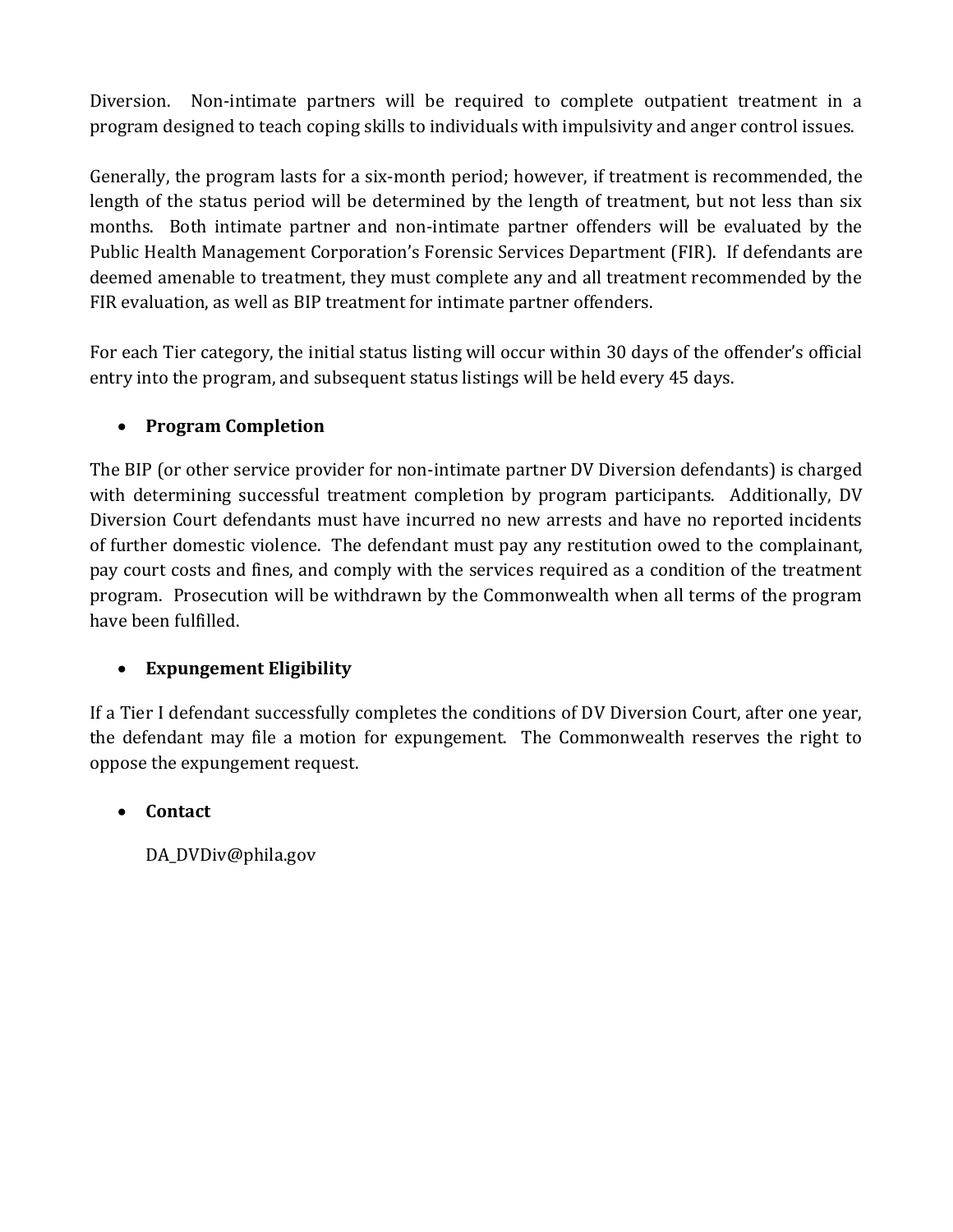Diversion. Non-intimate partners will be required to complete outpatient treatment in a program designed to teach coping skills to individuals with impulsivity and anger control issues.

Generally, the program lasts for a six-month period; however, if treatment is recommended, the length of the status period will be determined by the length of treatment, but not less than six months. Both intimate partner and non-intimate partner offenders will be evaluated by the Public Health Management Corporation's Forensic Services Department (FIR). If defendants are deemed amenable to treatment, they must complete any and all treatment recommended by the FIR evaluation, as well as BIP treatment for intimate partner offenders.

For each Tier category, the initial status listing will occur within 30 days of the offender's official entry into the program, and subsequent status listings will be held every 45 days.

- **Program Completion**

The BIP (or other service provider for non-intimate partner DV Diversion defendants) is charged with determining successful treatment completion by program participants. Additionally, DV Diversion Court defendants must have incurred no new arrests and have no reported incidents of further domestic violence. The defendant must pay any restitution owed to the complainant, pay court costs and fines, and comply with the services required as a condition of the treatment program. Prosecution will be withdrawn by the Commonwealth when all terms of the program have been fulfilled.

- **Expungement Eligibility**

If a Tier I defendant successfully completes the conditions of DV Diversion Court, after one year, the defendant may file a motion for expungement. The Commonwealth reserves the right to oppose the expungement request.

- **Contact**

  DA_DVDiv@phila.gov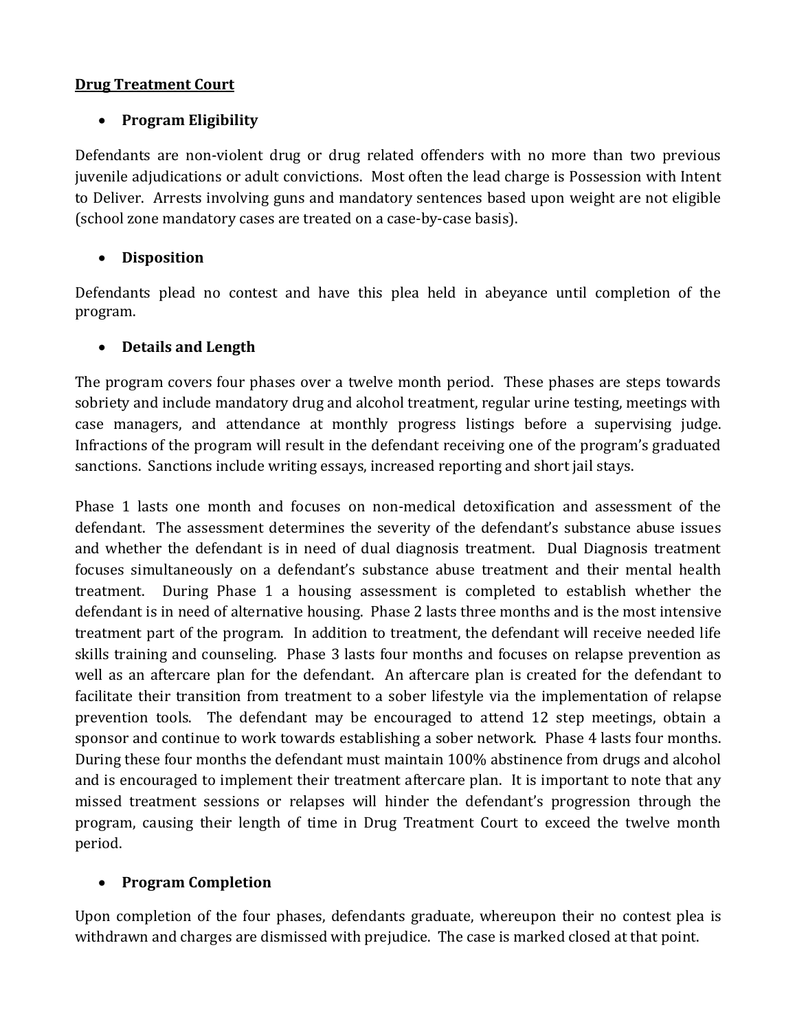**Drug Treatment Court**

- **Program Eligibility**

Defendants are non-violent drug or drug related offenders with no more than two previous juvenile adjudications or adult convictions. Most often the lead charge is Possession with Intent to Deliver. Arrests involving guns and mandatory sentences based upon weight are not eligible (school zone mandatory cases are treated on a case-by-case basis).

- **Disposition**

Defendants plead no contest and have this plea held in abeyance until completion of the program.

- **Details and Length**

The program covers four phases over a twelve month period. These phases are steps towards sobriety and include mandatory drug and alcohol treatment, regular urine testing, meetings with case managers, and attendance at monthly progress listings before a supervising judge. Infractions of the program will result in the defendant receiving one of the program's graduated sanctions. Sanctions include writing essays, increased reporting and short jail stays.

Phase 1 lasts one month and focuses on non-medical detoxification and assessment of the defendant. The assessment determines the severity of the defendant's substance abuse issues and whether the defendant is in need of dual diagnosis treatment. Dual Diagnosis treatment focuses simultaneously on a defendant's substance abuse treatment and their mental health treatment. During Phase 1 a housing assessment is completed to establish whether the defendant is in need of alternative housing. Phase 2 lasts three months and is the most intensive treatment part of the program. In addition to treatment, the defendant will receive needed life skills training and counseling. Phase 3 lasts four months and focuses on relapse prevention as well as an aftercare plan for the defendant. An aftercare plan is created for the defendant to facilitate their transition from treatment to a sober lifestyle via the implementation of relapse prevention tools. The defendant may be encouraged to attend 12 step meetings, obtain a sponsor and continue to work towards establishing a sober network. Phase 4 lasts four months. During these four months the defendant must maintain 100% abstinence from drugs and alcohol and is encouraged to implement their treatment aftercare plan. It is important to note that any missed treatment sessions or relapses will hinder the defendant's progression through the program, causing their length of time in Drug Treatment Court to exceed the twelve month period.

- **Program Completion**

Upon completion of the four phases, defendants graduate, whereupon their no contest plea is withdrawn and charges are dismissed with prejudice. The case is marked closed at that point.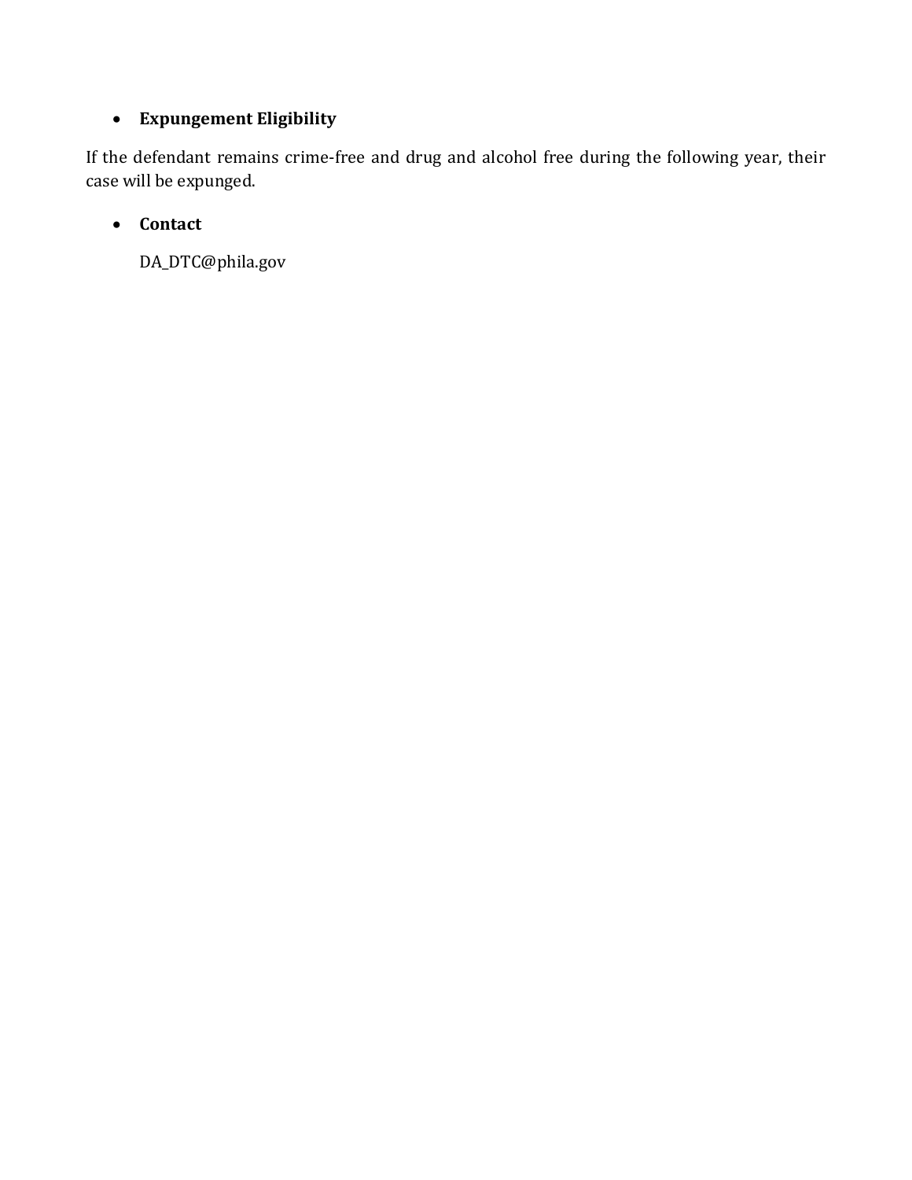- **Expungement Eligibility**

If the defendant remains crime-free and drug and alcohol free during the following year, their case will be expunged.

- **Contact**

  DA_DTC@phila.gov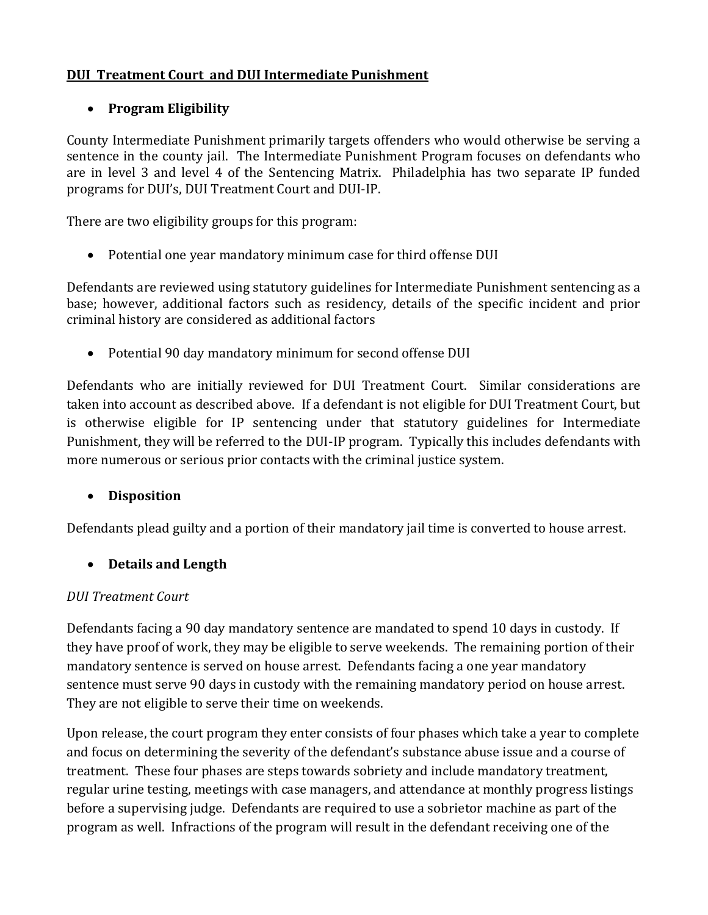**DUI Treatment Court and DUI Intermediate Punishment**

- **Program Eligibility**

County Intermediate Punishment primarily targets offenders who would otherwise be serving a sentence in the county jail. The Intermediate Punishment Program focuses on defendants who are in level 3 and level 4 of the Sentencing Matrix. Philadelphia has two separate IP funded programs for DUI's, DUI Treatment Court and DUI-IP.

There are two eligibility groups for this program:

- Potential one year mandatory minimum case for third offense DUI

Defendants are reviewed using statutory guidelines for Intermediate Punishment sentencing as a base; however, additional factors such as residency, details of the specific incident and prior criminal history are considered as additional factors

- Potential 90 day mandatory minimum for second offense DUI

Defendants who are initially reviewed for DUI Treatment Court. Similar considerations are taken into account as described above. If a defendant is not eligible for DUI Treatment Court, but is otherwise eligible for IP sentencing under that statutory guidelines for Intermediate Punishment, they will be referred to the DUI-IP program. Typically this includes defendants with more numerous or serious prior contacts with the criminal justice system.

- **Disposition**

Defendants plead guilty and a portion of their mandatory jail time is converted to house arrest.

- **Details and Length**

*DUI Treatment Court*

Defendants facing a 90 day mandatory sentence are mandated to spend 10 days in custody. If they have proof of work, they may be eligible to serve weekends. The remaining portion of their mandatory sentence is served on house arrest. Defendants facing a one year mandatory sentence must serve 90 days in custody with the remaining mandatory period on house arrest. They are not eligible to serve their time on weekends.

Upon release, the court program they enter consists of four phases which take a year to complete and focus on determining the severity of the defendant's substance abuse issue and a course of treatment. These four phases are steps towards sobriety and include mandatory treatment, regular urine testing, meetings with case managers, and attendance at monthly progress listings before a supervising judge. Defendants are required to use a sobrietor machine as part of the program as well. Infractions of the program will result in the defendant receiving one of the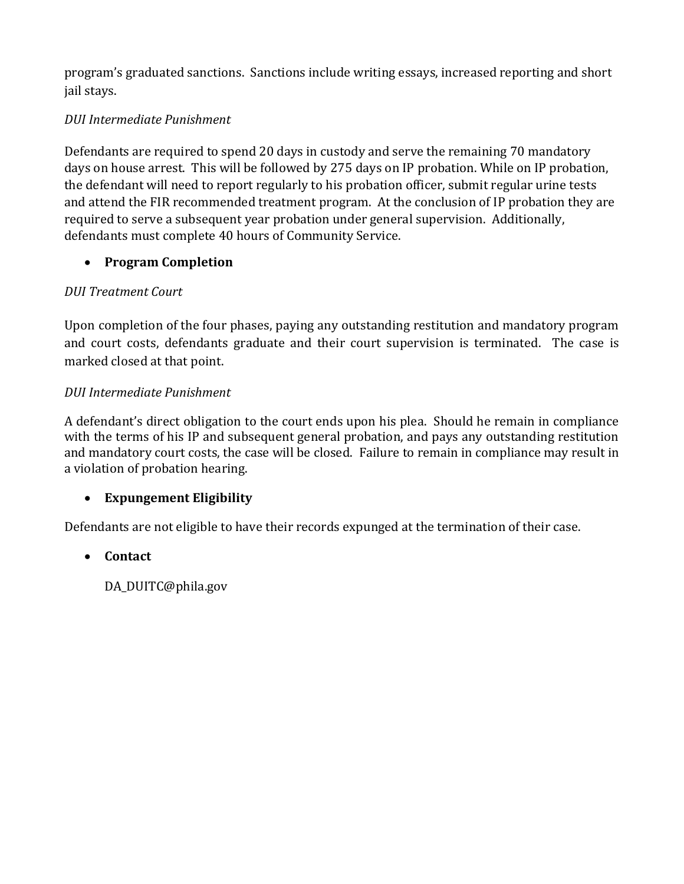program's graduated sanctions. Sanctions include writing essays, increased reporting and short jail stays.

*DUI Intermediate Punishment*

Defendants are required to spend 20 days in custody and serve the remaining 70 mandatory days on house arrest. This will be followed by 275 days on IP probation. While on IP probation, the defendant will need to report regularly to his probation officer, submit regular urine tests and attend the FIR recommended treatment program. At the conclusion of IP probation they are required to serve a subsequent year probation under general supervision. Additionally, defendants must complete 40 hours of Community Service.

- **Program Completion**

*DUI Treatment Court*

Upon completion of the four phases, paying any outstanding restitution and mandatory program and court costs, defendants graduate and their court supervision is terminated. The case is marked closed at that point.

*DUI Intermediate Punishment*

A defendant's direct obligation to the court ends upon his plea. Should he remain in compliance with the terms of his IP and subsequent general probation, and pays any outstanding restitution and mandatory court costs, the case will be closed. Failure to remain in compliance may result in a violation of probation hearing.

- **Expungement Eligibility**

Defendants are not eligible to have their records expunged at the termination of their case.

- **Contact**

  DA_DUITC@phila.gov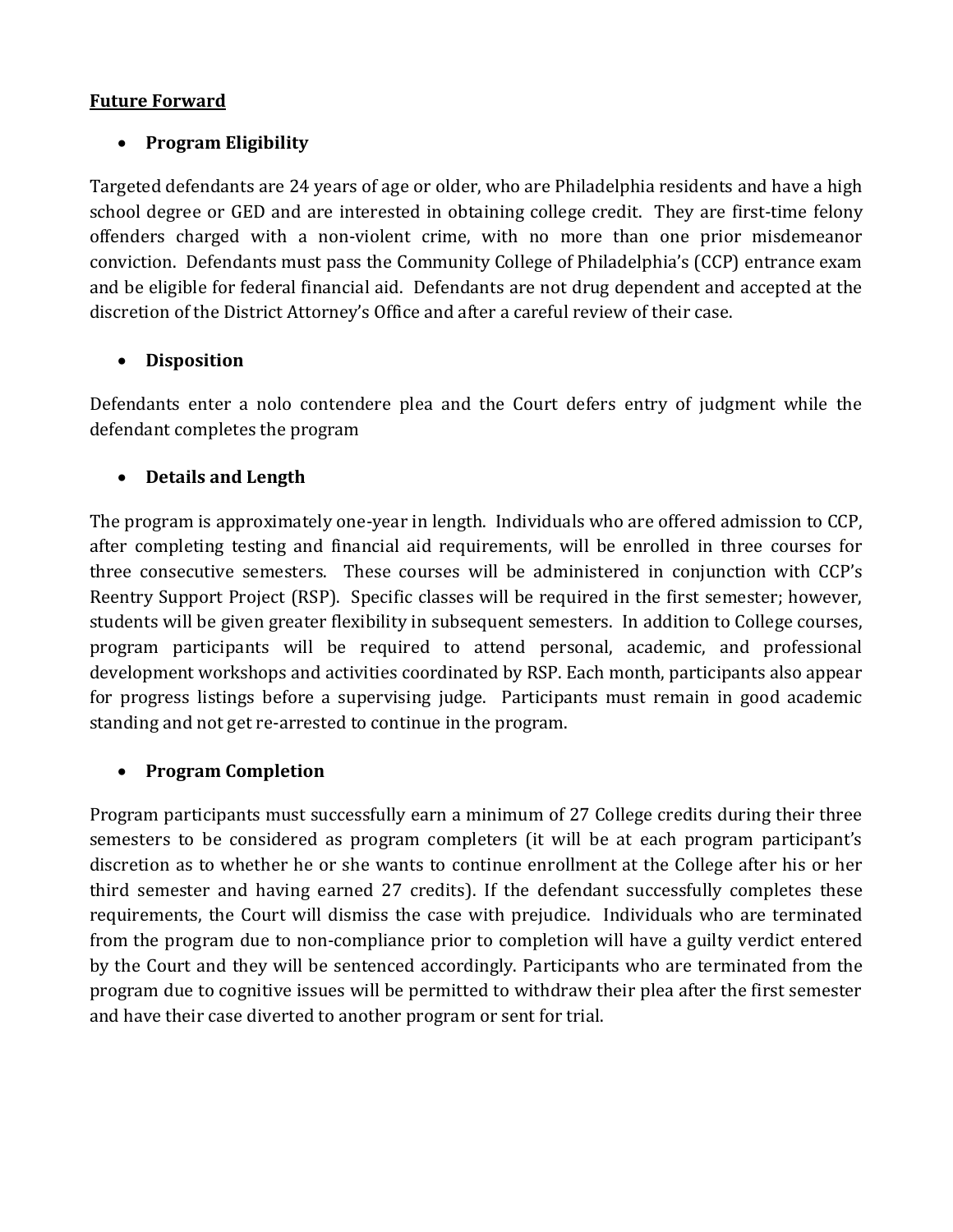**Future Forward**

- **Program Eligibility**

Targeted defendants are 24 years of age or older, who are Philadelphia residents and have a high school degree or GED and are interested in obtaining college credit. They are first-time felony offenders charged with a non-violent crime, with no more than one prior misdemeanor conviction. Defendants must pass the Community College of Philadelphia's (CCP) entrance exam and be eligible for federal financial aid. Defendants are not drug dependent and accepted at the discretion of the District Attorney's Office and after a careful review of their case.

- **Disposition**

Defendants enter a nolo contendere plea and the Court defers entry of judgment while the defendant completes the program

- **Details and Length**

The program is approximately one-year in length. Individuals who are offered admission to CCP, after completing testing and financial aid requirements, will be enrolled in three courses for three consecutive semesters. These courses will be administered in conjunction with CCP's Reentry Support Project (RSP). Specific classes will be required in the first semester; however, students will be given greater flexibility in subsequent semesters. In addition to College courses, program participants will be required to attend personal, academic, and professional development workshops and activities coordinated by RSP. Each month, participants also appear for progress listings before a supervising judge. Participants must remain in good academic standing and not get re-arrested to continue in the program.

- **Program Completion**

Program participants must successfully earn a minimum of 27 College credits during their three semesters to be considered as program completers (it will be at each program participant's discretion as to whether he or she wants to continue enrollment at the College after his or her third semester and having earned 27 credits). If the defendant successfully completes these requirements, the Court will dismiss the case with prejudice. Individuals who are terminated from the program due to non-compliance prior to completion will have a guilty verdict entered by the Court and they will be sentenced accordingly. Participants who are terminated from the program due to cognitive issues will be permitted to withdraw their plea after the first semester and have their case diverted to another program or sent for trial.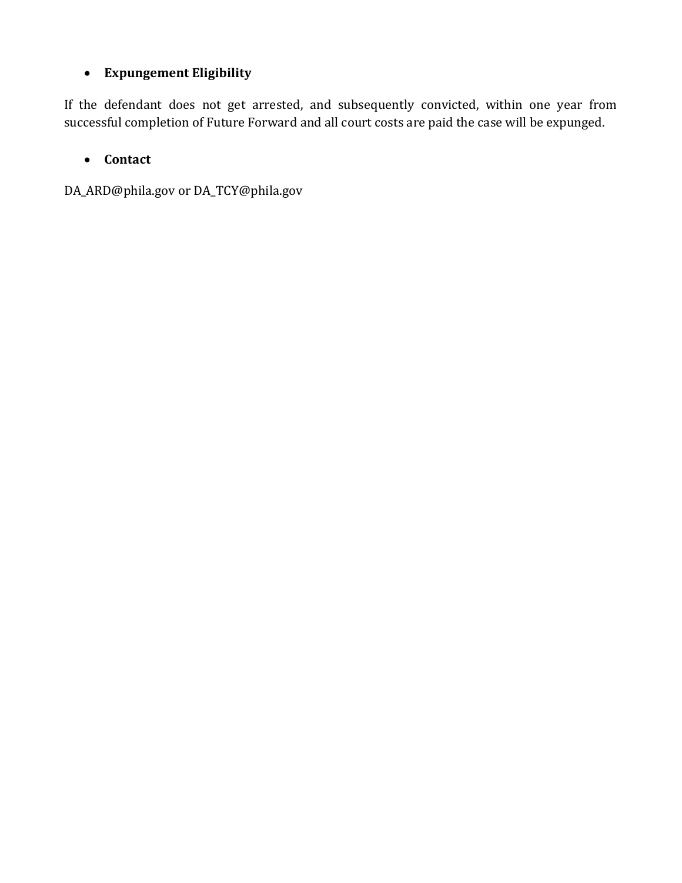- **Expungement Eligibility**

If the defendant does not get arrested, and subsequently convicted, within one year from successful completion of Future Forward and all court costs are paid the case will be expunged.

- **Contact**

DA_ARD@phila.gov or DA_TCY@phila.gov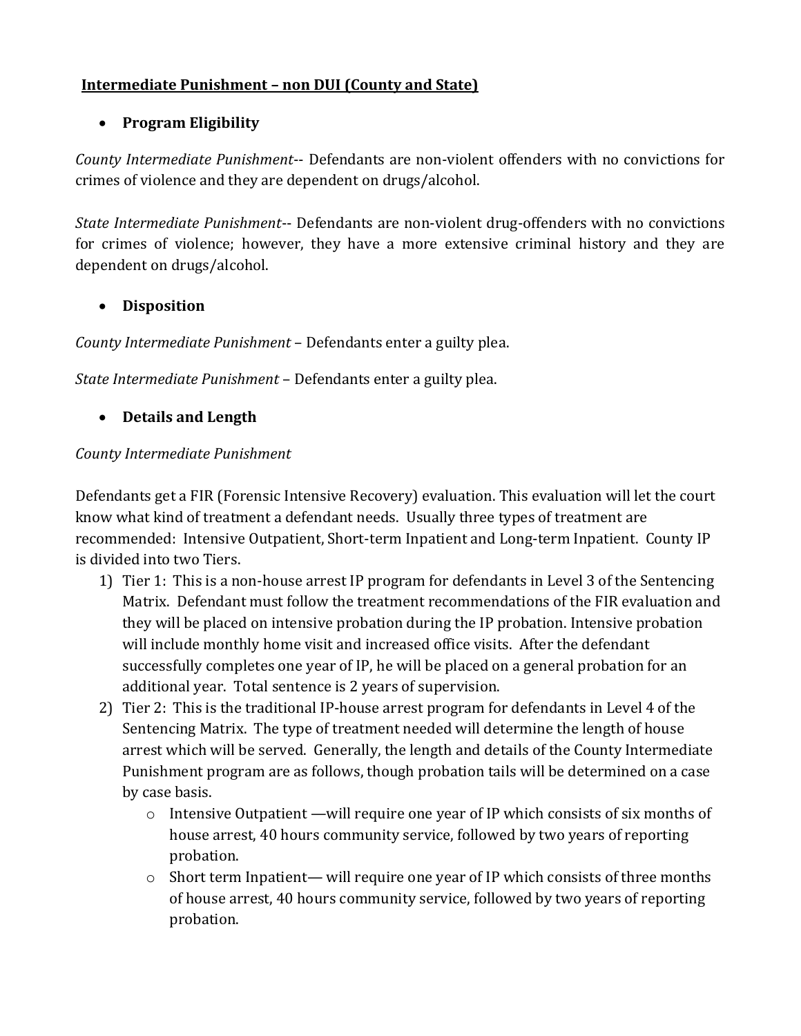## Intermediate Punishment – non DUI (County and State)

- **Program Eligibility**

*County Intermediate Punishment*-- Defendants are non-violent offenders with no convictions for crimes of violence and they are dependent on drugs/alcohol.

*State Intermediate Punishment*-- Defendants are non-violent drug-offenders with no convictions for crimes of violence; however, they have a more extensive criminal history and they are dependent on drugs/alcohol.

- **Disposition**

*County Intermediate Punishment* – Defendants enter a guilty plea.

*State Intermediate Punishment* – Defendants enter a guilty plea.

- **Details and Length**

*County Intermediate Punishment*

Defendants get a FIR (Forensic Intensive Recovery) evaluation. This evaluation will let the court know what kind of treatment a defendant needs. Usually three types of treatment are recommended: Intensive Outpatient, Short-term Inpatient and Long-term Inpatient. County IP is divided into two Tiers.

1) Tier 1: This is a non-house arrest IP program for defendants in Level 3 of the Sentencing Matrix. Defendant must follow the treatment recommendations of the FIR evaluation and they will be placed on intensive probation during the IP probation. Intensive probation will include monthly home visit and increased office visits. After the defendant successfully completes one year of IP, he will be placed on a general probation for an additional year. Total sentence is 2 years of supervision.
2) Tier 2: This is the traditional IP-house arrest program for defendants in Level 4 of the Sentencing Matrix. The type of treatment needed will determine the length of house arrest which will be served. Generally, the length and details of the County Intermediate Punishment program are as follows, though probation tails will be determined on a case by case basis.
   - Intensive Outpatient —will require one year of IP which consists of six months of house arrest, 40 hours community service, followed by two years of reporting probation.
   - Short term Inpatient— will require one year of IP which consists of three months of house arrest, 40 hours community service, followed by two years of reporting probation.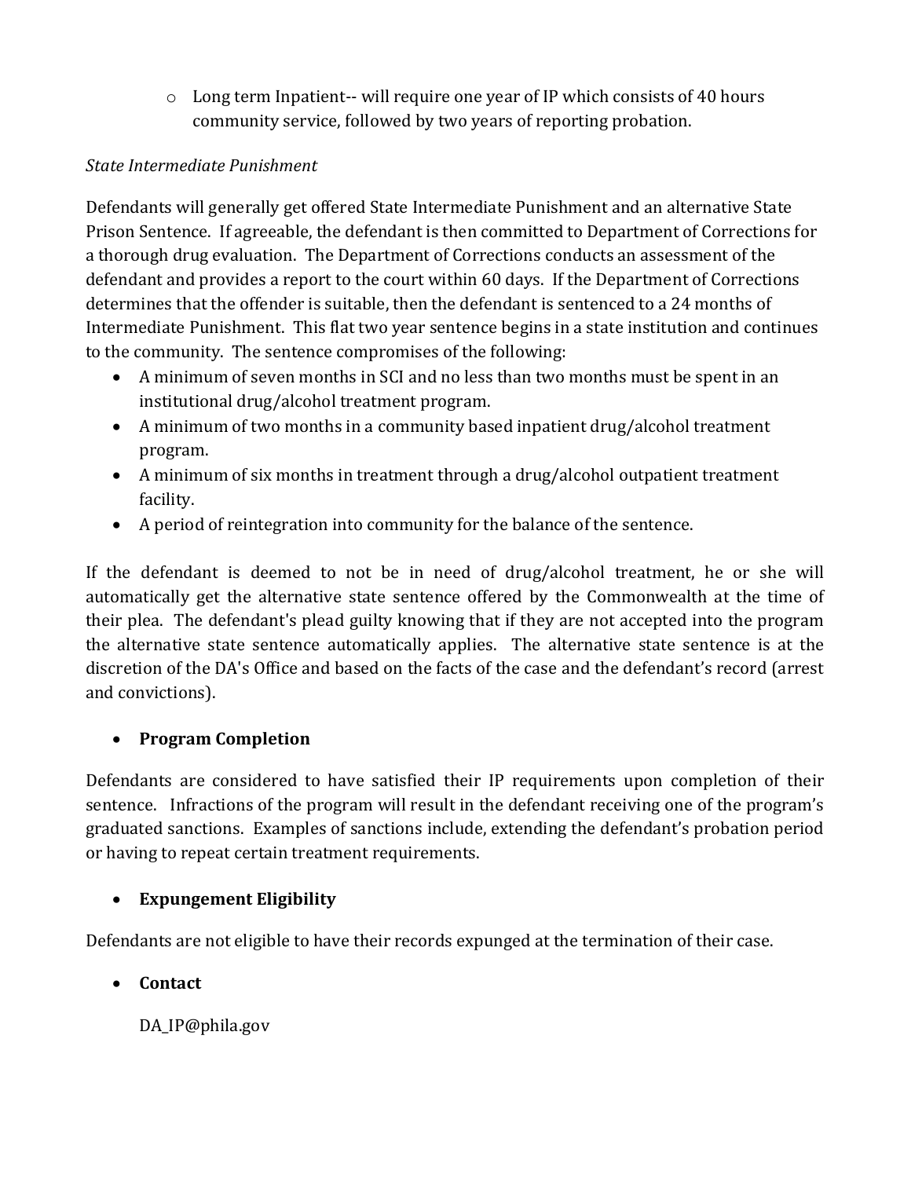- Long term Inpatient-- will require one year of IP which consists of 40 hours community service, followed by two years of reporting probation.

*State Intermediate Punishment*

Defendants will generally get offered State Intermediate Punishment and an alternative State Prison Sentence. If agreeable, the defendant is then committed to Department of Corrections for a thorough drug evaluation. The Department of Corrections conducts an assessment of the defendant and provides a report to the court within 60 days. If the Department of Corrections determines that the offender is suitable, then the defendant is sentenced to a 24 months of Intermediate Punishment. This flat two year sentence begins in a state institution and continues to the community. The sentence compromises of the following:

- A minimum of seven months in SCI and no less than two months must be spent in an institutional drug/alcohol treatment program.
- A minimum of two months in a community based inpatient drug/alcohol treatment program.
- A minimum of six months in treatment through a drug/alcohol outpatient treatment facility.
- A period of reintegration into community for the balance of the sentence.

If the defendant is deemed to not be in need of drug/alcohol treatment, he or she will automatically get the alternative state sentence offered by the Commonwealth at the time of their plea. The defendant's plead guilty knowing that if they are not accepted into the program the alternative state sentence automatically applies. The alternative state sentence is at the discretion of the DA's Office and based on the facts of the case and the defendant's record (arrest and convictions).

- **Program Completion**

Defendants are considered to have satisfied their IP requirements upon completion of their sentence. Infractions of the program will result in the defendant receiving one of the program's graduated sanctions. Examples of sanctions include, extending the defendant's probation period or having to repeat certain treatment requirements.

- **Expungement Eligibility**

Defendants are not eligible to have their records expunged at the termination of their case.

- **Contact**

  DA_IP@phila.gov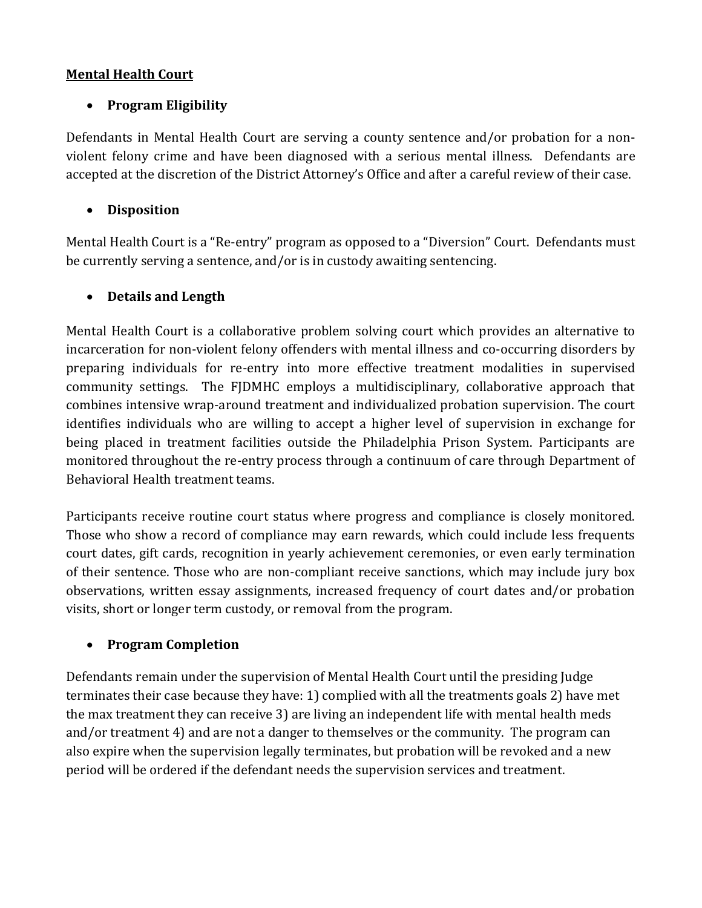**Mental Health Court**

- **Program Eligibility**

Defendants in Mental Health Court are serving a county sentence and/or probation for a non-violent felony crime and have been diagnosed with a serious mental illness. Defendants are accepted at the discretion of the District Attorney's Office and after a careful review of their case.

- **Disposition**

Mental Health Court is a "Re-entry" program as opposed to a "Diversion" Court. Defendants must be currently serving a sentence, and/or is in custody awaiting sentencing.

- **Details and Length**

Mental Health Court is a collaborative problem solving court which provides an alternative to incarceration for non-violent felony offenders with mental illness and co-occurring disorders by preparing individuals for re-entry into more effective treatment modalities in supervised community settings. The FJDMHC employs a multidisciplinary, collaborative approach that combines intensive wrap-around treatment and individualized probation supervision. The court identifies individuals who are willing to accept a higher level of supervision in exchange for being placed in treatment facilities outside the Philadelphia Prison System. Participants are monitored throughout the re-entry process through a continuum of care through Department of Behavioral Health treatment teams.

Participants receive routine court status where progress and compliance is closely monitored. Those who show a record of compliance may earn rewards, which could include less frequents court dates, gift cards, recognition in yearly achievement ceremonies, or even early termination of their sentence. Those who are non-compliant receive sanctions, which may include jury box observations, written essay assignments, increased frequency of court dates and/or probation visits, short or longer term custody, or removal from the program.

- **Program Completion**

Defendants remain under the supervision of Mental Health Court until the presiding Judge terminates their case because they have: 1) complied with all the treatments goals 2) have met the max treatment they can receive 3) are living an independent life with mental health meds and/or treatment 4) and are not a danger to themselves or the community. The program can also expire when the supervision legally terminates, but probation will be revoked and a new period will be ordered if the defendant needs the supervision services and treatment.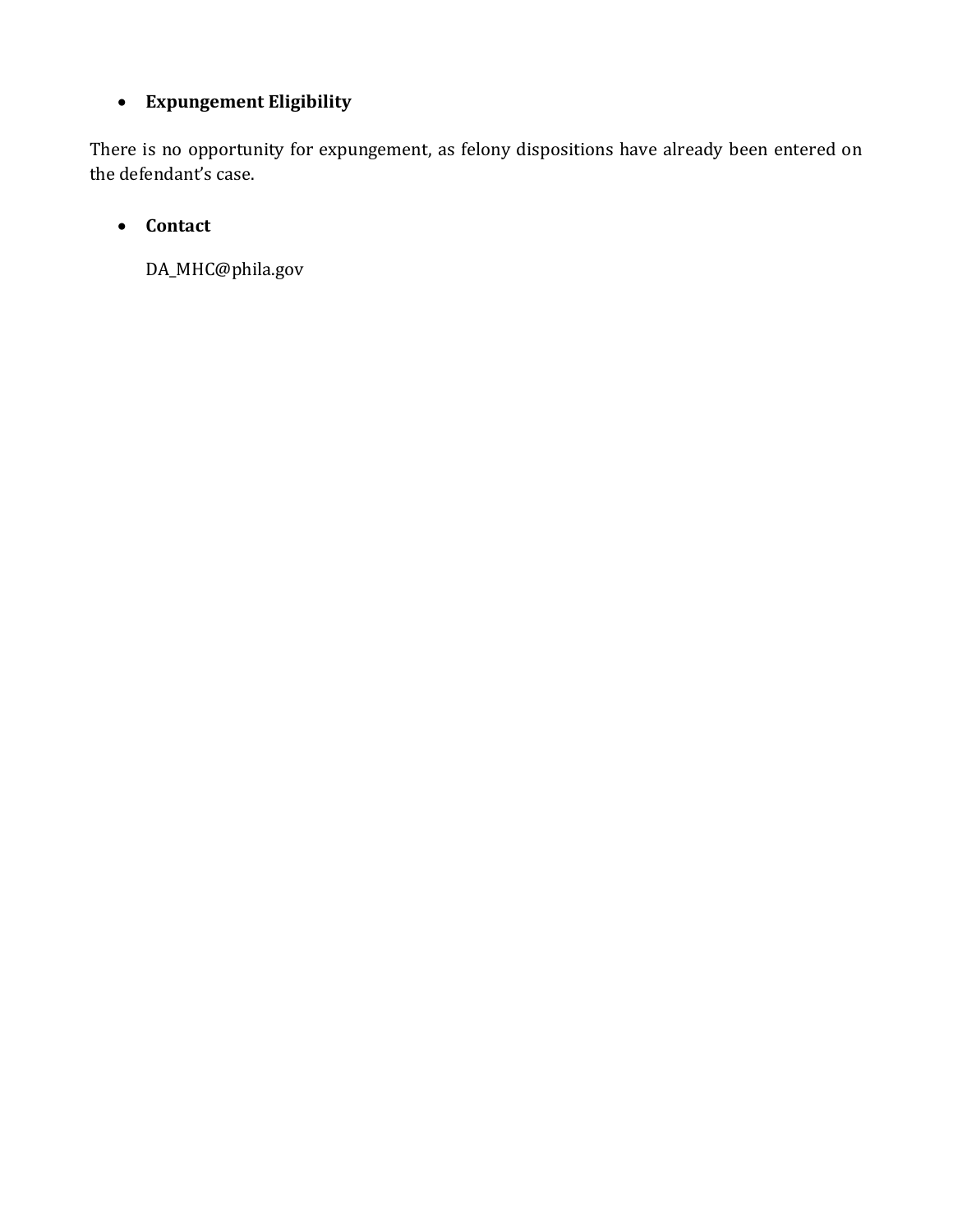- **Expungement Eligibility**

There is no opportunity for expungement, as felony dispositions have already been entered on the defendant's case.

- **Contact**

  DA_MHC@phila.gov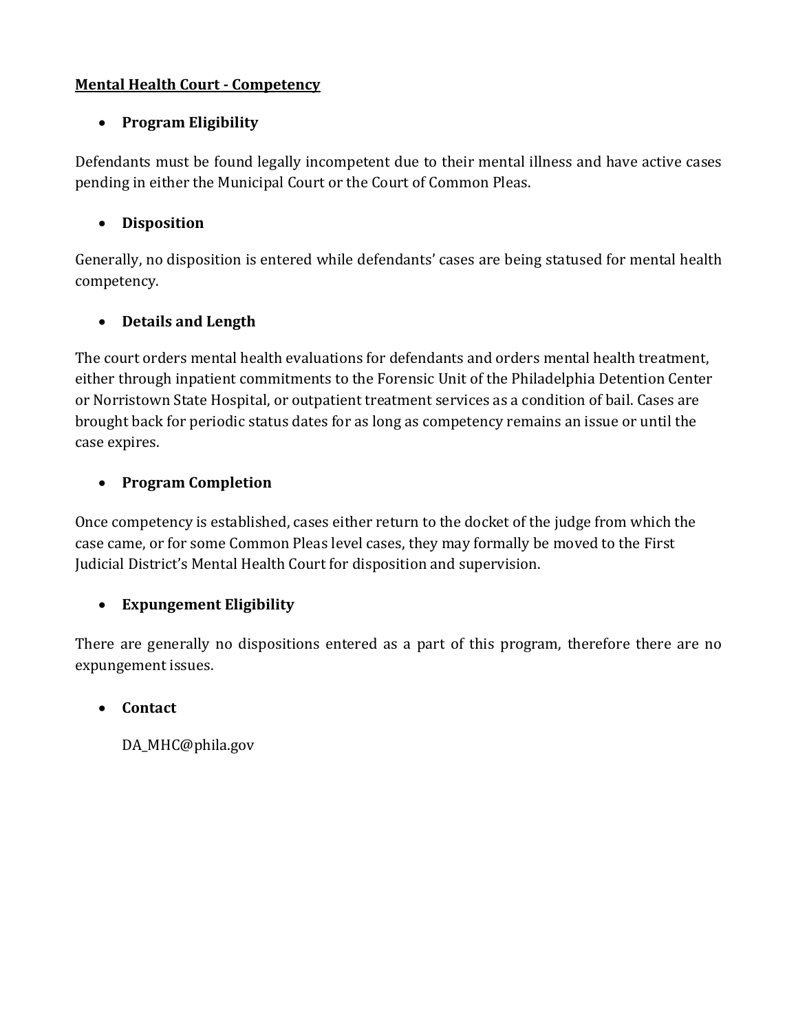## Mental Health Court - Competency

- **Program Eligibility**

Defendants must be found legally incompetent due to their mental illness and have active cases pending in either the Municipal Court or the Court of Common Pleas.

- **Disposition**

Generally, no disposition is entered while defendants' cases are being statused for mental health competency.

- **Details and Length**

The court orders mental health evaluations for defendants and orders mental health treatment, either through inpatient commitments to the Forensic Unit of the Philadelphia Detention Center or Norristown State Hospital, or outpatient treatment services as a condition of bail. Cases are brought back for periodic status dates for as long as competency remains an issue or until the case expires.

- **Program Completion**

Once competency is established, cases either return to the docket of the judge from which the case came, or for some Common Pleas level cases, they may formally be moved to the First Judicial District's Mental Health Court for disposition and supervision.

- **Expungement Eligibility**

There are generally no dispositions entered as a part of this program, therefore there are no expungement issues.

- **Contact**

  DA_MHC@phila.gov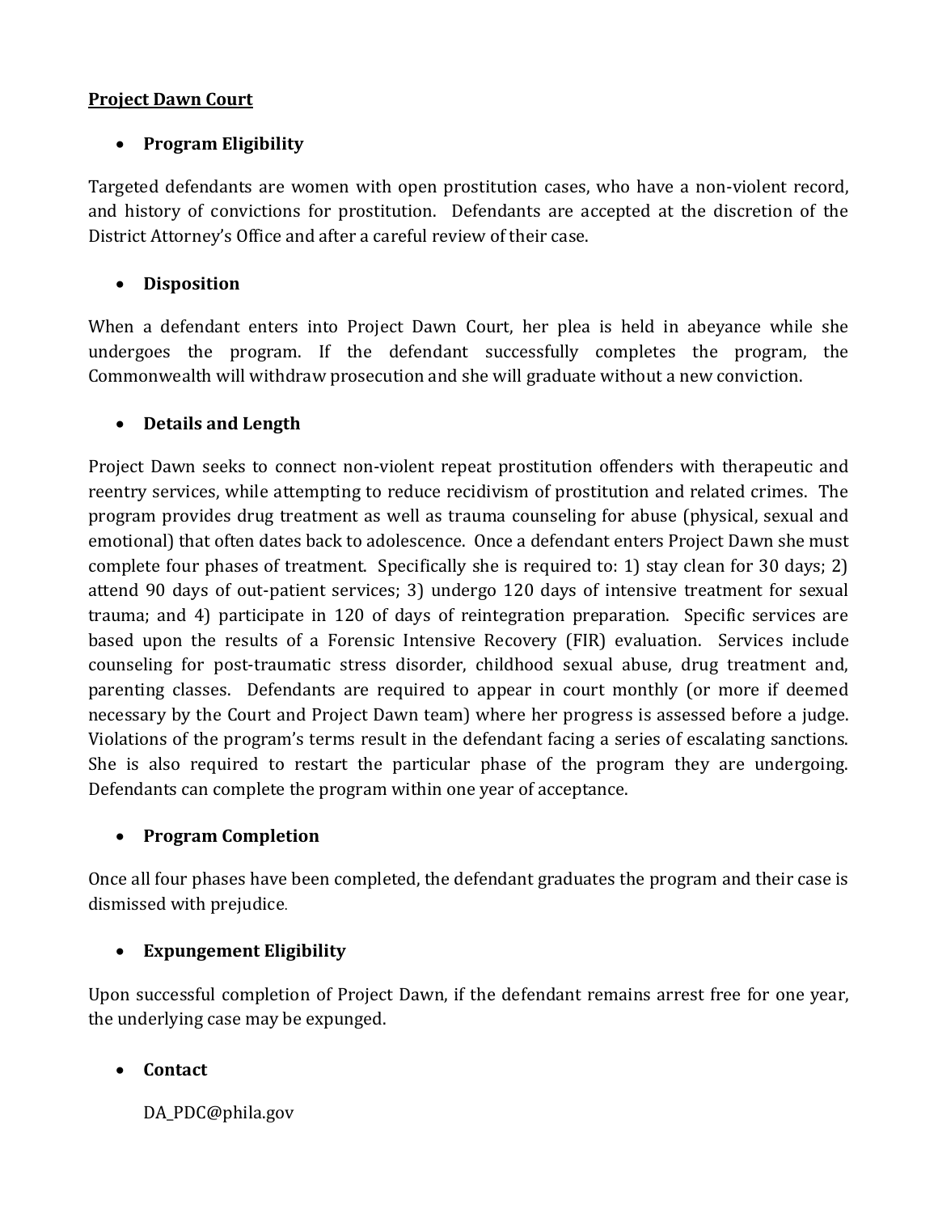**Project Dawn Court**

- **Program Eligibility**

Targeted defendants are women with open prostitution cases, who have a non-violent record, and history of convictions for prostitution. Defendants are accepted at the discretion of the District Attorney's Office and after a careful review of their case.

- **Disposition**

When a defendant enters into Project Dawn Court, her plea is held in abeyance while she undergoes the program. If the defendant successfully completes the program, the Commonwealth will withdraw prosecution and she will graduate without a new conviction.

- **Details and Length**

Project Dawn seeks to connect non-violent repeat prostitution offenders with therapeutic and reentry services, while attempting to reduce recidivism of prostitution and related crimes. The program provides drug treatment as well as trauma counseling for abuse (physical, sexual and emotional) that often dates back to adolescence. Once a defendant enters Project Dawn she must complete four phases of treatment. Specifically she is required to: 1) stay clean for 30 days; 2) attend 90 days of out-patient services; 3) undergo 120 days of intensive treatment for sexual trauma; and 4) participate in 120 of days of reintegration preparation. Specific services are based upon the results of a Forensic Intensive Recovery (FIR) evaluation. Services include counseling for post-traumatic stress disorder, childhood sexual abuse, drug treatment and, parenting classes. Defendants are required to appear in court monthly (or more if deemed necessary by the Court and Project Dawn team) where her progress is assessed before a judge. Violations of the program's terms result in the defendant facing a series of escalating sanctions. She is also required to restart the particular phase of the program they are undergoing. Defendants can complete the program within one year of acceptance.

- **Program Completion**

Once all four phases have been completed, the defendant graduates the program and their case is dismissed with prejudice.

- **Expungement Eligibility**

Upon successful completion of Project Dawn, if the defendant remains arrest free for one year, the underlying case may be expunged.

- **Contact**

  DA_PDC@phila.gov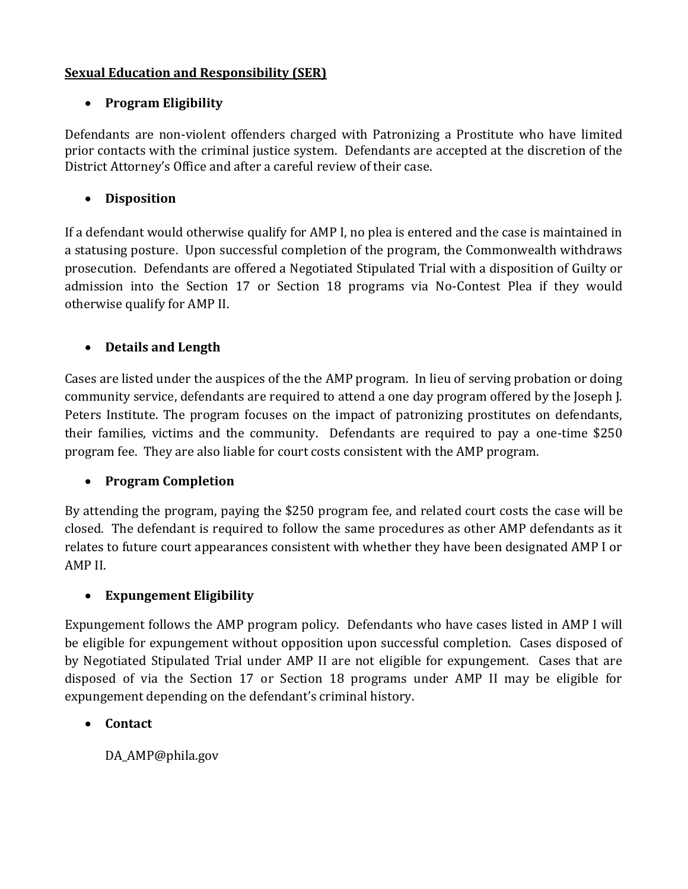## Sexual Education and Responsibility (SER)

- **Program Eligibility**

Defendants are non-violent offenders charged with Patronizing a Prostitute who have limited prior contacts with the criminal justice system. Defendants are accepted at the discretion of the District Attorney's Office and after a careful review of their case.

- **Disposition**

If a defendant would otherwise qualify for AMP I, no plea is entered and the case is maintained in a statusing posture. Upon successful completion of the program, the Commonwealth withdraws prosecution. Defendants are offered a Negotiated Stipulated Trial with a disposition of Guilty or admission into the Section 17 or Section 18 programs via No-Contest Plea if they would otherwise qualify for AMP II.

- **Details and Length**

Cases are listed under the auspices of the the AMP program. In lieu of serving probation or doing community service, defendants are required to attend a one day program offered by the Joseph J. Peters Institute. The program focuses on the impact of patronizing prostitutes on defendants, their families, victims and the community. Defendants are required to pay a one-time $250 program fee. They are also liable for court costs consistent with the AMP program.

- **Program Completion**

By attending the program, paying the $250 program fee, and related court costs the case will be closed. The defendant is required to follow the same procedures as other AMP defendants as it relates to future court appearances consistent with whether they have been designated AMP I or AMP II.

- **Expungement Eligibility**

Expungement follows the AMP program policy. Defendants who have cases listed in AMP I will be eligible for expungement without opposition upon successful completion. Cases disposed of by Negotiated Stipulated Trial under AMP II are not eligible for expungement. Cases that are disposed of via the Section 17 or Section 18 programs under AMP II may be eligible for expungement depending on the defendant's criminal history.

- **Contact**

DA_AMP@phila.gov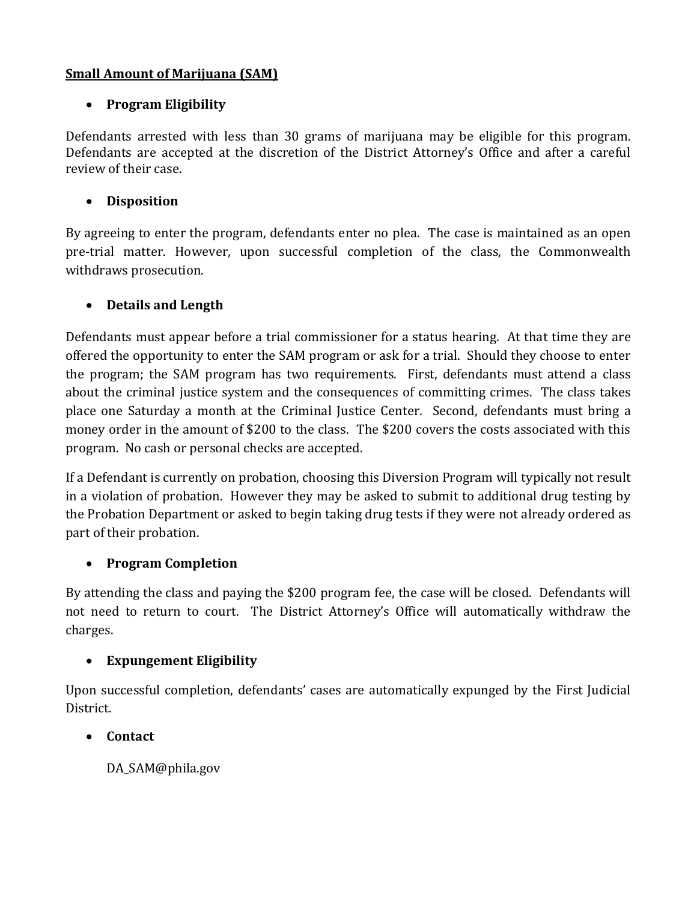## **Small Amount of Marijuana (SAM)**

- **Program Eligibility**

Defendants arrested with less than 30 grams of marijuana may be eligible for this program. Defendants are accepted at the discretion of the District Attorney's Office and after a careful review of their case.

- **Disposition**

By agreeing to enter the program, defendants enter no plea. The case is maintained as an open pre-trial matter. However, upon successful completion of the class, the Commonwealth withdraws prosecution.

- **Details and Length**

Defendants must appear before a trial commissioner for a status hearing. At that time they are offered the opportunity to enter the SAM program or ask for a trial. Should they choose to enter the program; the SAM program has two requirements. First, defendants must attend a class about the criminal justice system and the consequences of committing crimes. The class takes place one Saturday a month at the Criminal Justice Center. Second, defendants must bring a money order in the amount of $200 to the class. The $200 covers the costs associated with this program. No cash or personal checks are accepted.

If a Defendant is currently on probation, choosing this Diversion Program will typically not result in a violation of probation. However they may be asked to submit to additional drug testing by the Probation Department or asked to begin taking drug tests if they were not already ordered as part of their probation.

- **Program Completion**

By attending the class and paying the $200 program fee, the case will be closed. Defendants will not need to return to court. The District Attorney's Office will automatically withdraw the charges.

- **Expungement Eligibility**

Upon successful completion, defendants' cases are automatically expunged by the First Judicial District.

- **Contact**

  DA_SAM@phila.gov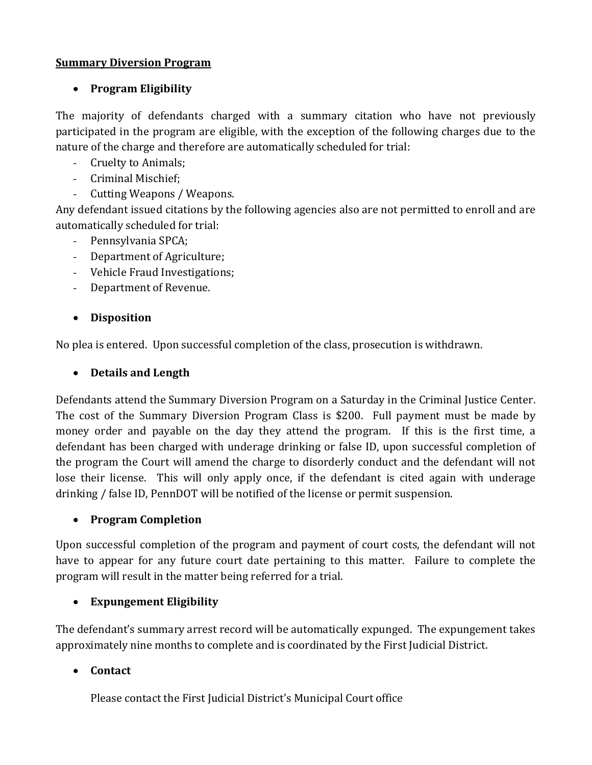## Summary Diversion Program

- **Program Eligibility**

The majority of defendants charged with a summary citation who have not previously participated in the program are eligible, with the exception of the following charges due to the nature of the charge and therefore are automatically scheduled for trial:

- Cruelty to Animals;
- Criminal Mischief;
- Cutting Weapons / Weapons.

Any defendant issued citations by the following agencies also are not permitted to enroll and are automatically scheduled for trial:

- Pennsylvania SPCA;
- Department of Agriculture;
- Vehicle Fraud Investigations;
- Department of Revenue.

- **Disposition**

No plea is entered. Upon successful completion of the class, prosecution is withdrawn.

- **Details and Length**

Defendants attend the Summary Diversion Program on a Saturday in the Criminal Justice Center. The cost of the Summary Diversion Program Class is $200. Full payment must be made by money order and payable on the day they attend the program. If this is the first time, a defendant has been charged with underage drinking or false ID, upon successful completion of the program the Court will amend the charge to disorderly conduct and the defendant will not lose their license. This will only apply once, if the defendant is cited again with underage drinking / false ID, PennDOT will be notified of the license or permit suspension.

- **Program Completion**

Upon successful completion of the program and payment of court costs, the defendant will not have to appear for any future court date pertaining to this matter. Failure to complete the program will result in the matter being referred for a trial.

- **Expungement Eligibility**

The defendant's summary arrest record will be automatically expunged. The expungement takes approximately nine months to complete and is coordinated by the First Judicial District.

- **Contact**

  Please contact the First Judicial District's Municipal Court office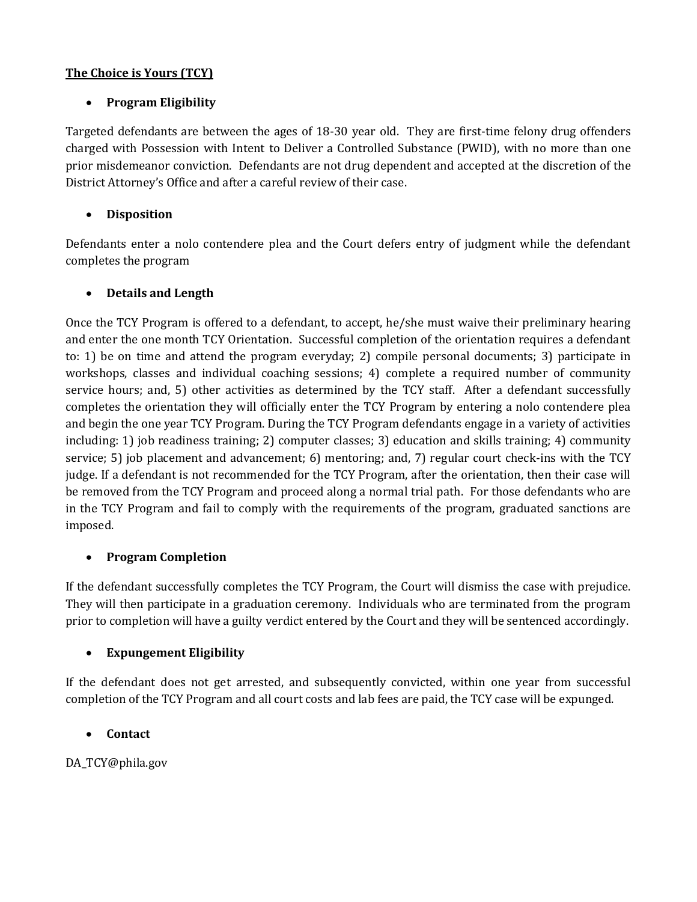## The Choice is Yours (TCY)

- **Program Eligibility**

Targeted defendants are between the ages of 18-30 year old. They are first-time felony drug offenders charged with Possession with Intent to Deliver a Controlled Substance (PWID), with no more than one prior misdemeanor conviction. Defendants are not drug dependent and accepted at the discretion of the District Attorney's Office and after a careful review of their case.

- **Disposition**

Defendants enter a nolo contendere plea and the Court defers entry of judgment while the defendant completes the program

- **Details and Length**

Once the TCY Program is offered to a defendant, to accept, he/she must waive their preliminary hearing and enter the one month TCY Orientation. Successful completion of the orientation requires a defendant to: 1) be on time and attend the program everyday; 2) compile personal documents; 3) participate in workshops, classes and individual coaching sessions; 4) complete a required number of community service hours; and, 5) other activities as determined by the TCY staff. After a defendant successfully completes the orientation they will officially enter the TCY Program by entering a nolo contendere plea and begin the one year TCY Program. During the TCY Program defendants engage in a variety of activities including: 1) job readiness training; 2) computer classes; 3) education and skills training; 4) community service; 5) job placement and advancement; 6) mentoring; and, 7) regular court check-ins with the TCY judge. If a defendant is not recommended for the TCY Program, after the orientation, then their case will be removed from the TCY Program and proceed along a normal trial path. For those defendants who are in the TCY Program and fail to comply with the requirements of the program, graduated sanctions are imposed.

- **Program Completion**

If the defendant successfully completes the TCY Program, the Court will dismiss the case with prejudice. They will then participate in a graduation ceremony. Individuals who are terminated from the program prior to completion will have a guilty verdict entered by the Court and they will be sentenced accordingly.

- **Expungement Eligibility**

If the defendant does not get arrested, and subsequently convicted, within one year from successful completion of the TCY Program and all court costs and lab fees are paid, the TCY case will be expunged.

- **Contact**

DA_TCY@phila.gov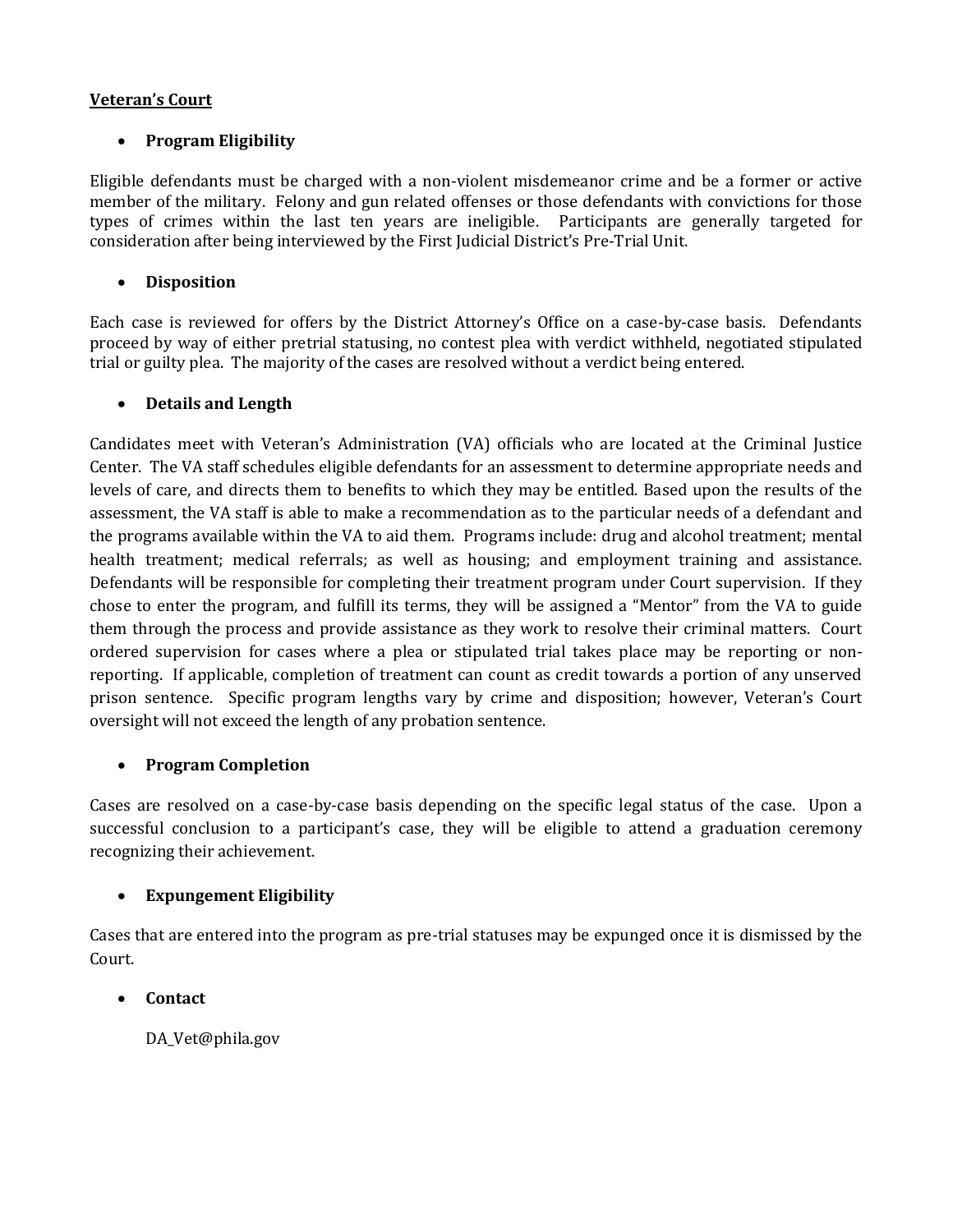## Veteran's Court

- **Program Eligibility**

Eligible defendants must be charged with a non-violent misdemeanor crime and be a former or active member of the military. Felony and gun related offenses or those defendants with convictions for those types of crimes within the last ten years are ineligible. Participants are generally targeted for consideration after being interviewed by the First Judicial District's Pre-Trial Unit.

- **Disposition**

Each case is reviewed for offers by the District Attorney's Office on a case-by-case basis. Defendants proceed by way of either pretrial statusing, no contest plea with verdict withheld, negotiated stipulated trial or guilty plea. The majority of the cases are resolved without a verdict being entered.

- **Details and Length**

Candidates meet with Veteran's Administration (VA) officials who are located at the Criminal Justice Center. The VA staff schedules eligible defendants for an assessment to determine appropriate needs and levels of care, and directs them to benefits to which they may be entitled. Based upon the results of the assessment, the VA staff is able to make a recommendation as to the particular needs of a defendant and the programs available within the VA to aid them. Programs include: drug and alcohol treatment; mental health treatment; medical referrals; as well as housing; and employment training and assistance. Defendants will be responsible for completing their treatment program under Court supervision. If they chose to enter the program, and fulfill its terms, they will be assigned a "Mentor" from the VA to guide them through the process and provide assistance as they work to resolve their criminal matters. Court ordered supervision for cases where a plea or stipulated trial takes place may be reporting or non-reporting. If applicable, completion of treatment can count as credit towards a portion of any unserved prison sentence. Specific program lengths vary by crime and disposition; however, Veteran's Court oversight will not exceed the length of any probation sentence.

- **Program Completion**

Cases are resolved on a case-by-case basis depending on the specific legal status of the case. Upon a successful conclusion to a participant's case, they will be eligible to attend a graduation ceremony recognizing their achievement.

- **Expungement Eligibility**

Cases that are entered into the program as pre-trial statuses may be expunged once it is dismissed by the Court.

- **Contact**

  DA_Vet@phila.gov